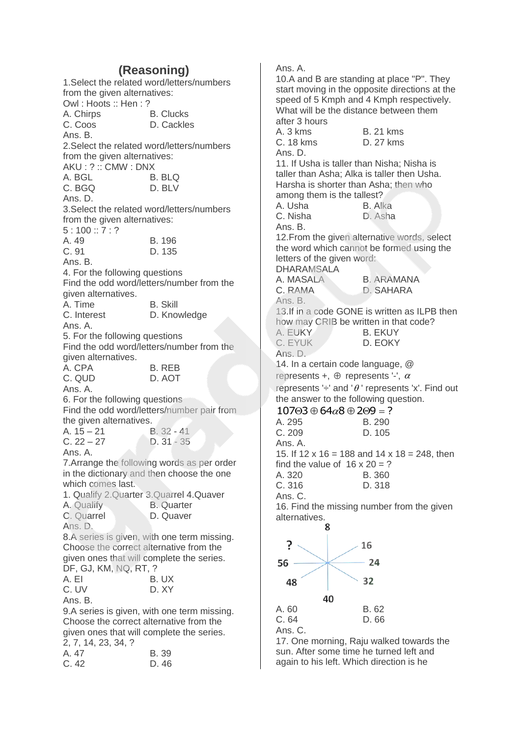# (Reasoning)

1.Select the related word/letters/numbers from the given alternatives:

Owl : Hoots :: Hen : ?

A. Chirps B. Clucks
C. Coos D. Cackles

Ans. B.

2.Select the related word/letters/numbers from the given alternatives:

AKU : ? :: CMW : DNX

A. BGL B. BLQ
C. BGQ D. BLV

Ans. D.

3.Select the related word/letters/numbers from the given alternatives:

5 : 100 :: 7 : ?

A. 49 B. 196
C. 91 D. 135

Ans. B.

4. For the following questions
Find the odd word/letters/number from the given alternatives.

A. Time B. Skill
C. Interest D. Knowledge

Ans. A.

5. For the following questions
Find the odd word/letters/number from the given alternatives.

A. CPA B. REB
C. QUD D. AOT

Ans. A.

6. For the following questions
Find the odd word/letters/number pair from the given alternatives.

A. 15 – 21 B. 32 - 41
C. 22 – 27 D. 31 - 35

Ans. A.

7.Arrange the following words as per order in the dictionary and then choose the one which comes last.

1. Qualify 2.Quarter 3.Quarrel 4.Quaver

A. Qualify B. Quarter
C. Quarrel D. Quaver

Ans. D.

8.A series is given, with one term missing. Choose the correct alternative from the given ones that will complete the series.

DF, GJ, KM, NQ, RT, ?

A. EI B. UX
C. UV D. XY

Ans. B.

9.A series is given, with one term missing. Choose the correct alternative from the given ones that will complete the series.

2, 7, 14, 23, 34, ?

A. 47 B. 39
C. 42 D. 46

Ans. A.

10.A and B are standing at place "P". They start moving in the opposite directions at the speed of 5 Kmph and 4 Kmph respectively. What will be the distance between them after 3 hours

A. 3 kms B. 21 kms
C. 18 kms D. 27 kms

Ans. D.

11. If Usha is taller than Nisha; Nisha is taller than Asha; Alka is taller then Usha. Harsha is shorter than Asha; then who among them is the tallest?

A. Usha B. Alka
C. Nisha D. Asha

Ans. B.

12.From the given alternative words, select the word which cannot be formed using the letters of the given word:

DHARAMSALA

A. MASALA B. ARAMANA
C. RAMA D. SAHARA

Ans. B.

13.If in a code GONE is written as ILPB then how may CRIB be written in that code?

A. EUKY B. EKUY
C. EYUK D. EOKY

Ans. D.

14. In a certain code language, @ represents +, $\oplus$ represents '-', $\alpha$ represents '÷' and '$\theta$' represents 'x'. Find out the answer to the following question.

$107\Theta3 \oplus 64\alpha8 \oplus 2\Theta9 = ?$

A. 295 B. 290
C. 209 D. 105

Ans. A.

15. If 12 x 16 = 188 and 14 x 18 = 248, then find the value of 16 x 20 = ?

A. 320 B. 360
C. 316 D. 318

Ans. C.

16. Find the missing number from the given alternatives.

8, 16, 24, 32, 40, 48, 56, ?

A. 60 B. 62
C. 64 D. 66

Ans. C.

17. One morning, Raju walked towards the sun. After some time he turned left and again to his left. Which direction is he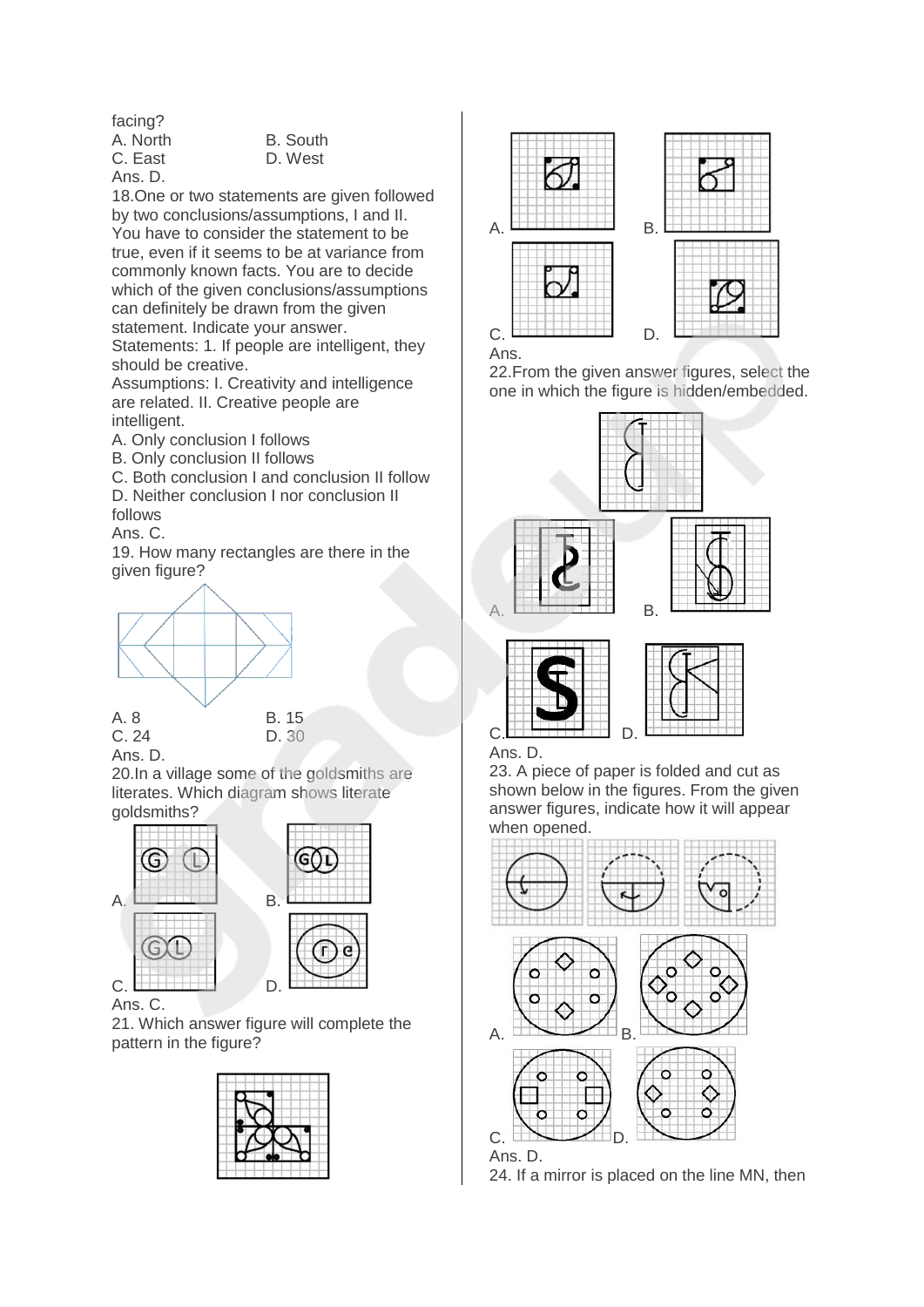facing?

A. North B. South

C. East D. West

Ans. D.

18.One or two statements are given followed by two conclusions/assumptions, I and II. You have to consider the statement to be true, even if it seems to be at variance from commonly known facts. You have to decide which of the given conclusions/assumptions can definitely be drawn from the given statement. Indicate your answer.

Statements: 1. If people are intelligent, they should be creative.

Assumptions: I. Creativity and intelligence are related. II. Creative people are intelligent.

A. Only conclusion I follows

B. Only conclusion II follows

C. Both conclusion I and conclusion II follow

D. Neither conclusion I nor conclusion II follows

Ans. C.

19. How many rectangles are there in the given figure?

A. 8 B. 15

C. 24 D. 30

Ans. D.

20.In a village some of the goldsmiths are literates. Which diagram shows literate goldsmiths?

A. B.

C. D.

Ans. C.

21. Which answer figure will complete the pattern in the figure?

A. B.

C. D.

Ans.

22.From the given answer figures, select the one in which the figure is hidden/embedded.

A. B.

C. D.

Ans. D.

23. A piece of paper is folded and cut as shown below in the figures. From the given answer figures, indicate how it will appear when opened.

A. B.

C. D.

Ans. D.

24. If a mirror is placed on the line MN, then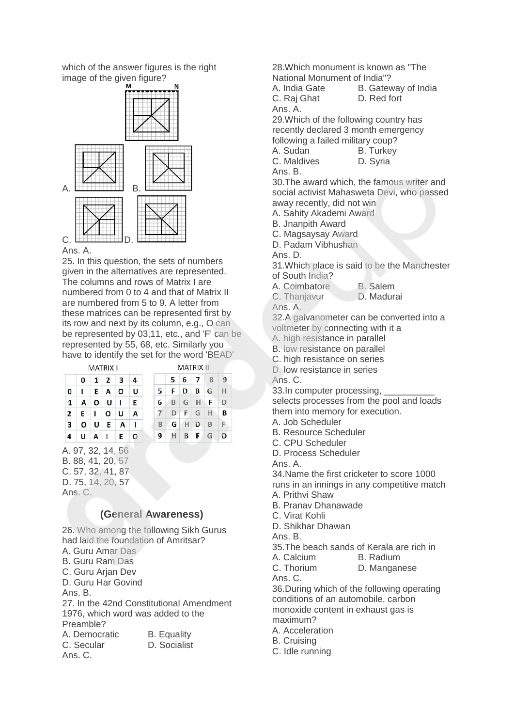which of the answer figures is the right image of the given figure?

A. B. C. D.

Ans. A.

25. In this question, the sets of numbers given in the alternatives are represented. The columns and rows of Matrix I are numbered from 0 to 4 and that of Matrix II are numbered from 5 to 9. A letter from these matrices can be represented first by its row and next by its column, e.g., O can be represented by 03,11, etc., and 'F' can be represented by 55, 68, etc. Similarly you have to identify the set for the word 'BEAD'

MATRIX I

| | 0 | 1 | 2 | 3 | 4 |
|---|---|---|---|---|---|
| 0 | I | E | A | O | U |
| 1 | A | O | U | I | E |
| 2 | E | I | O | U | A |
| 3 | O | U | E | A | I |
| 4 | U | A | I | E | O |

MATRIX II

| | 5 | 6 | 7 | 8 | 9 |
|---|---|---|---|---|---|
| 5 | F | D | B | G | H |
| 6 | B | G | H | F | D |
| 7 | D | F | G | H | B |
| 8 | G | H | D | B | F |
| 9 | H | B | F | G | D |

A. 97, 32, 14, 56
B. 88, 41, 20, 57
C. 57, 32, 41, 87
D. 75, 14, 20, 57

Ans. C.

## (General Awareness)

26. Who among the following Sikh Gurus had laid the foundation of Amritsar?
A. Guru Amar Das
B. Guru Ram Das
C. Guru Arjan Dev
D. Guru Har Govind
Ans. B.

27. In the 42nd Constitutional Amendment 1976, which word was added to the Preamble?
A. Democratic B. Equality
C. Secular D. Socialist
Ans. C.

28.Which monument is known as "The National Monument of India"?
A. India Gate B. Gateway of India
C. Raj Ghat D. Red fort
Ans. A.

29.Which of the following country has recently declared 3 month emergency following a failed military coup?
A. Sudan B. Turkey
C. Maldives D. Syria
Ans. B.

30.The award which, the famous writer and social activist Mahasweta Devi, who passed away recently, did not win
A. Sahity Akademi Award
B. Jnanpith Award
C. Magsaysay Award
D. Padam Vibhushan
Ans. D.

31.Which place is said to be the Manchester of South India?
A. Coimbatore B. Salem
C. Thanjavur D. Madurai
Ans. A.

32.A galvanometer can be converted into a voltmeter by connecting with it a
A. high resistance in parallel
B. low resistance on parallel
C. high resistance on series
D. low resistance in series
Ans. C.

33.In computer processing, __________ selects processes from the pool and loads them into memory for execution.
A. Job Scheduler
B. Resource Scheduler
C. CPU Scheduler
D. Process Scheduler
Ans. A.

34.Name the first cricketer to score 1000 runs in an innings in any competitive match
A. Prithvi Shaw
B. Pranav Dhanawade
C. Virat Kohli
D. Shikhar Dhawan
Ans. B.

35.The beach sands of Kerala are rich in
A. Calcium B. Radium
C. Thorium D. Manganese
Ans. C.

36.During which of the following operating conditions of an automobile, carbon monoxide content in exhaust gas is maximum?
A. Acceleration
B. Cruising
C. Idle running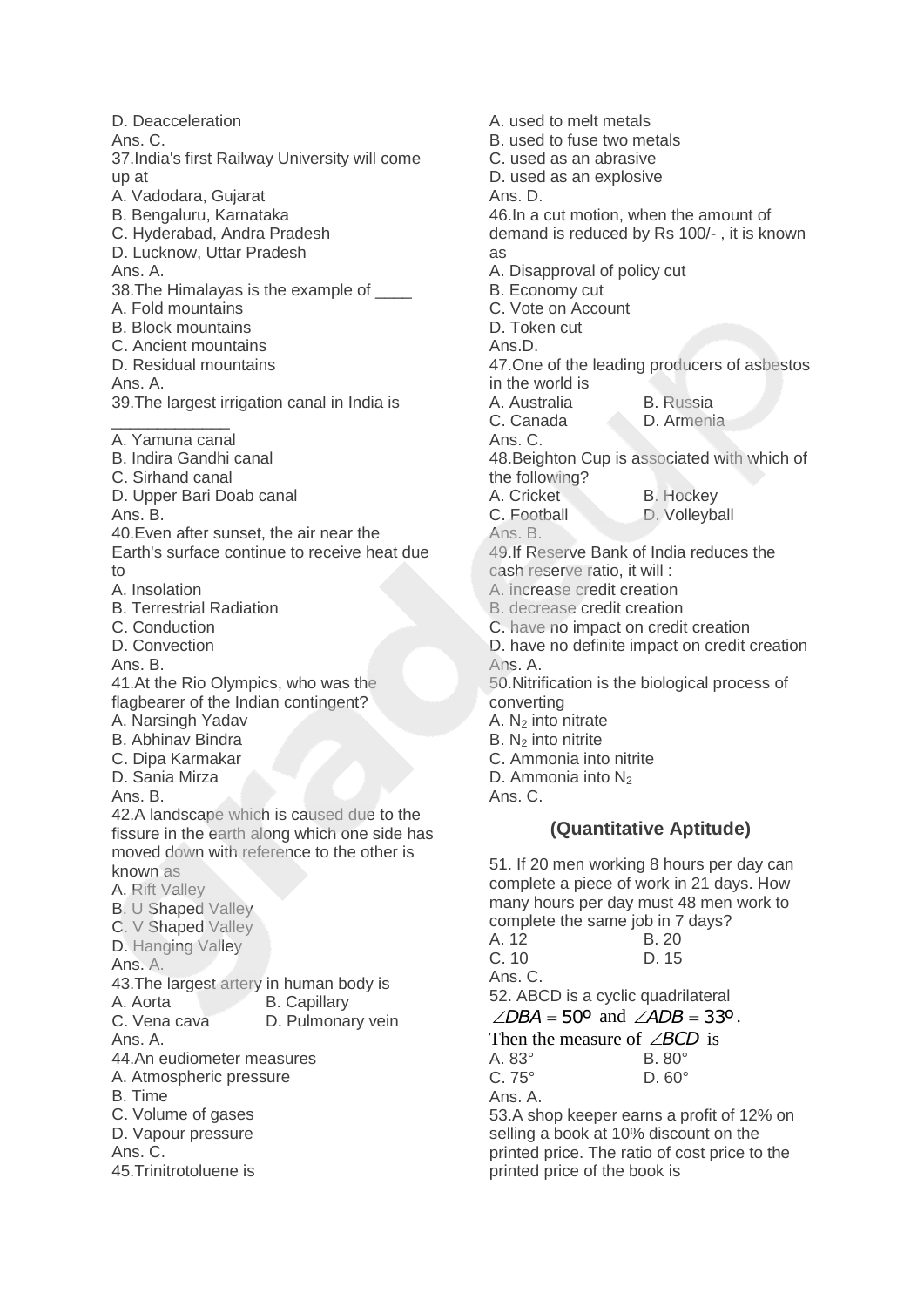D. Deacceleration
Ans. C.
37.India's first Railway University will come up at
A. Vadodara, Gujarat
B. Bengaluru, Karnataka
C. Hyderabad, Andra Pradesh
D. Lucknow, Uttar Pradesh
Ans. A.
38.The Himalayas is the example of ____
A. Fold mountains
B. Block mountains
C. Ancient mountains
D. Residual mountains
Ans. A.
39.The largest irrigation canal in India is _____________
A. Yamuna canal
B. Indira Gandhi canal
C. Sirhand canal
D. Upper Bari Doab canal
Ans. B.
40.Even after sunset, the air near the Earth's surface continue to receive heat due to
A. Insolation
B. Terrestrial Radiation
C. Conduction
D. Convection
Ans. B.
41.At the Rio Olympics, who was the flagbearer of the Indian contingent?
A. Narsingh Yadav
B. Abhinav Bindra
C. Dipa Karmakar
D. Sania Mirza
Ans. B.
42.A landscape which is caused due to the fissure in the earth along which one side has moved down with reference to the other is known as
A. Rift Valley
B. U Shaped Valley
C. V Shaped Valley
D. Hanging Valley
Ans. A.
43.The largest artery in human body is
A. Aorta B. Capillary
C. Vena cava D. Pulmonary vein
Ans. A.
44.An eudiometer measures
A. Atmospheric pressure
B. Time
C. Volume of gases
D. Vapour pressure
Ans. C.
45.Trinitrotoluene is
A. used to melt metals
B. used to fuse two metals
C. used as an abrasive
D. used as an explosive
Ans. D.
46.In a cut motion, when the amount of demand is reduced by Rs 100/- , it is known as
A. Disapproval of policy cut
B. Economy cut
C. Vote on Account
D. Token cut
Ans.D.
47.One of the leading producers of asbestos in the world is
A. Australia B. Russia
C. Canada D. Armenia
Ans. C.
48.Beighton Cup is associated with which of the following?
A. Cricket B. Hockey
C. Football D. Volleyball
Ans. B.
49.If Reserve Bank of India reduces the cash reserve ratio, it will :
A. increase credit creation
B. decrease credit creation
C. have no impact on credit creation
D. have no definite impact on credit creation
Ans. A.
50.Nitrification is the biological process of converting
A. $N_2$ into nitrate
B. $N_2$ into nitrite
C. Ammonia into nitrite
D. Ammonia into $N_2$
Ans. C.

## (Quantitative Aptitude)

51. If 20 men working 8 hours per day can complete a piece of work in 21 days. How many hours per day must 48 men work to complete the same job in 7 days?
A. 12 B. 20
C. 10 D. 15
Ans. C.
52. ABCD is a cyclic quadrilateral $\angle DBA = 50^\circ$ and $\angle ADB = 33^\circ$. Then the measure of $\angle BCD$ is
A. 83° B. 80°
C. 75° D. 60°
Ans. A.
53.A shop keeper earns a profit of 12% on selling a book at 10% discount on the printed price. The ratio of cost price to the printed price of the book is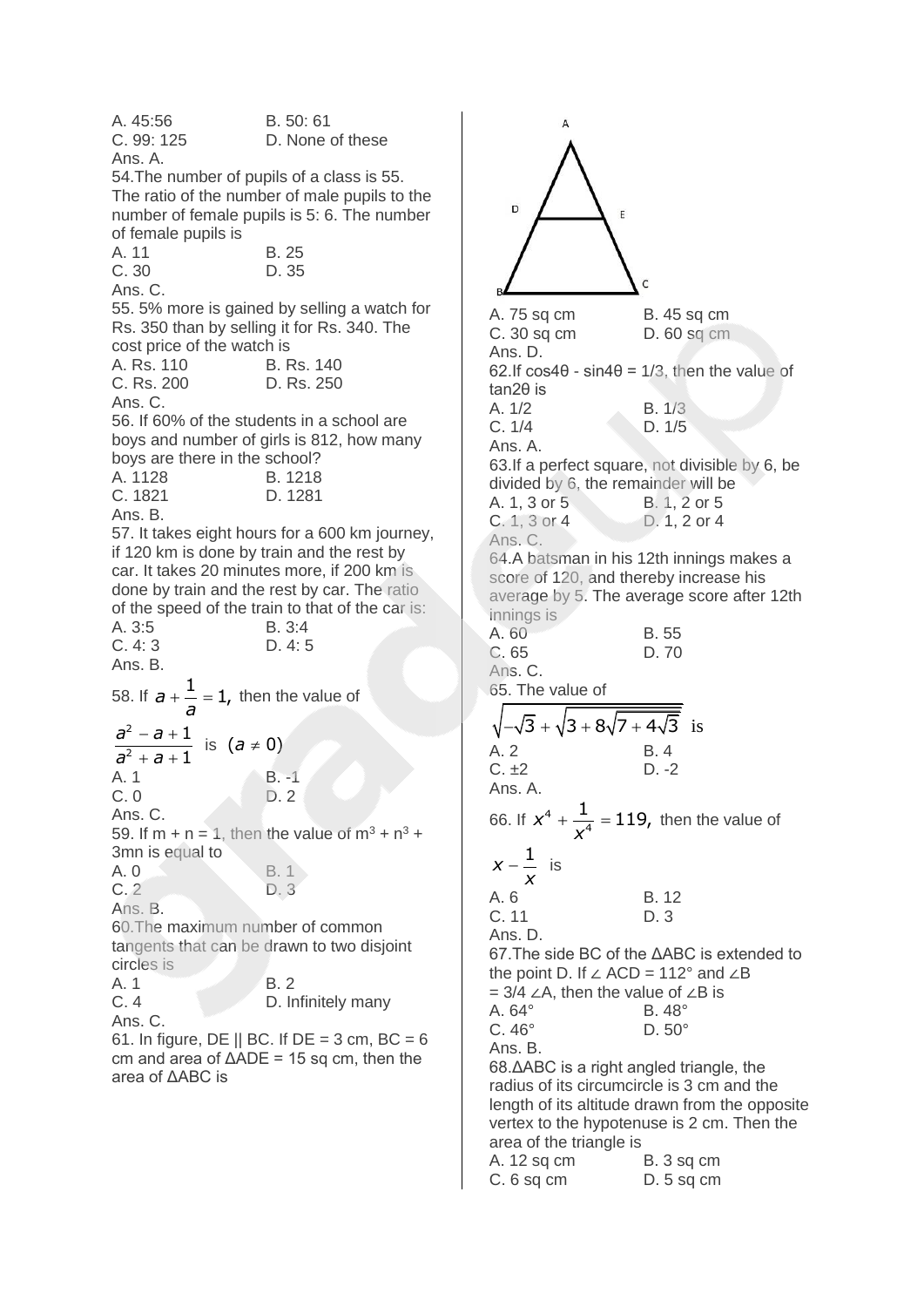A. 45:56 B. 50: 61
C. 99: 125 D. None of these
Ans. A.

54.The number of pupils of a class is 55. The ratio of the number of male pupils to the number of female pupils is 5: 6. The number of female pupils is
A. 11 B. 25
C. 30 D. 35
Ans. C.

55. 5% more is gained by selling a watch for Rs. 350 than by selling it for Rs. 340. The cost price of the watch is
A. Rs. 110 B. Rs. 140
C. Rs. 200 D. Rs. 250
Ans. C.

56. If 60% of the students in a school are boys and number of girls is 812, how many boys are there in the school?
A. 1128 B. 1218
C. 1821 D. 1281
Ans. B.

57. It takes eight hours for a 600 km journey, if 120 km is done by train and the rest by car. It takes 20 minutes more, if 200 km is done by train and the rest by car. The ratio of the speed of the train to that of the car is:
A. 3:5 B. 3:4
C. 4: 3 D. 4: 5
Ans. B.

58. If $a + \frac{1}{a} = 1,$ then the value of $\frac{a^2 - a + 1}{a^2 + a + 1}$ is $(a \neq 0)$
A. 1 B. -1
C. 0 D. 2
Ans. C.

59. If m + n = 1, then the value of $m^3 + n^3 + 3mn$ is equal to
A. 0 B. 1
C. 2 D. 3
Ans. B.

60.The maximum number of common tangents that can be drawn to two disjoint circles is
A. 1 B. 2
C. 4 D. Infinitely many
Ans. C.

61. In figure, DE || BC. If DE = 3 cm, BC = 6 cm and area of ΔADE = 15 sq cm, then the area of ΔABC is

A. 75 sq cm B. 45 sq cm
C. 30 sq cm D. 60 sq cm
Ans. D.

62.If $\cos 4\theta - \sin 4\theta = 1/3$, then the value of $\tan 2\theta$ is
A. 1/2 B. 1/3
C. 1/4 D. 1/5
Ans. A.

63.If a perfect square, not divisible by 6, be divided by 6, the remainder will be
A. 1, 3 or 5 B. 1, 2 or 5
C. 1, 3 or 4 D. 1, 2 or 4
Ans. C.

64.A batsman in his 12th innings makes a score of 120, and thereby increase his average by 5. The average score after 12th innings is
A. 60 B. 55
C. 65 D. 70
Ans. C.

65. The value of

$\sqrt{-\sqrt{3} + \sqrt{3 + 8\sqrt{7 + 4\sqrt{3}}}}$ is
A. 2 B. 4
C. ±2 D. -2
Ans. A.

66. If $x^4 + \frac{1}{x^4} = 119,$ then the value of $x - \frac{1}{x}$ is
A. 6 B. 12
C. 11 D. 3
Ans. D.

67.The side BC of the ΔABC is extended to the point D. If ∠ ACD = 112° and ∠B = 3/4 ∠A, then the value of ∠B is
A. 64° B. 48°
C. 46° D. 50°
Ans. B.

68.ΔABC is a right angled triangle, the radius of its circumcircle is 3 cm and the length of its altitude drawn from the opposite vertex to the hypotenuse is 2 cm. Then the area of the triangle is
A. 12 sq cm B. 3 sq cm
C. 6 sq cm D. 5 sq cm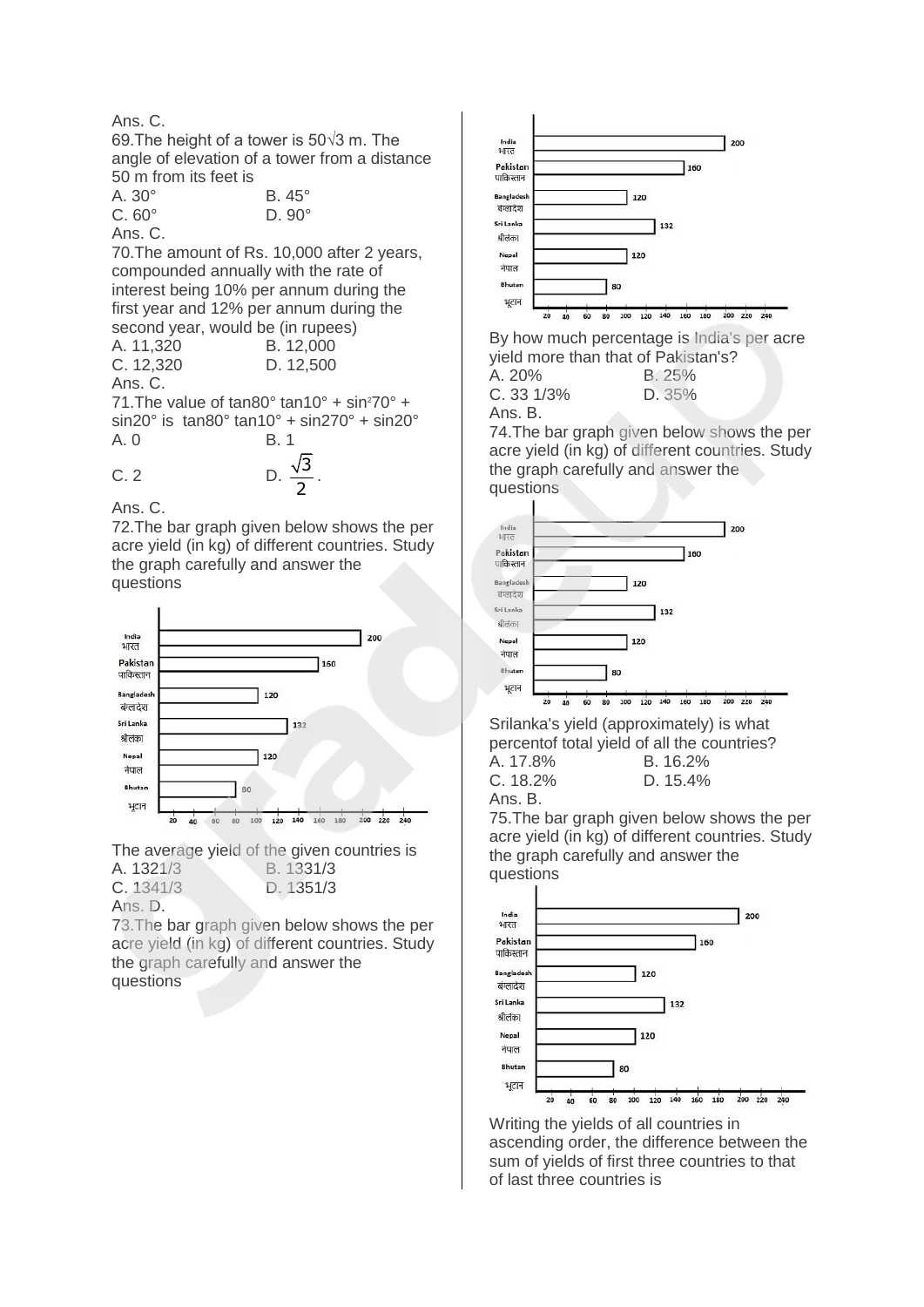Ans. C.

69.The height of a tower is $50\sqrt{3}$ m. The angle of elevation of a tower from a distance 50 m from its feet is

A. 30° B. 45°

C. 60° D. 90°

Ans. C.

70.The amount of Rs. 10,000 after 2 years, compounded annually with the rate of interest being 10% per annum during the first year and 12% per annum during the second year, would be (in rupees)

A. 11,320 B. 12,000

C. 12,320 D. 12,500

Ans. C.

71.The value of tan80° tan10° + $\sin^2 70°$ + sin20° is tan80° tan10° + sin270° + sin20°

A. 0 B. 1

C. 2 D. $\frac{\sqrt{3}}{2}$.

Ans. C.

72.The bar graph given below shows the per acre yield (in kg) of different countries. Study the graph carefully and answer the questions

| Country | Yield |
|---|---|
| India भारत | 200 |
| Pakistan पाकिस्तान | 160 |
| Bangladesh बांग्लादेश | 120 |
| Sri Lanka श्रीलंका | 132 |
| Nepal नेपाल | 120 |
| Bhutan भूटान | 80 |

The average yield of the given countries is

A. 1321/3 B. 1331/3

C. 1341/3 D. 1351/3

Ans. D.

73.The bar graph given below shows the per acre yield (in kg) of different countries. Study the graph carefully and answer the questions

| Country | Yield |
|---|---|
| India भारत | 200 |
| Pakistan पाकिस्तान | 160 |
| Bangladesh बांग्लादेश | 120 |
| Sri Lanka श्रीलंका | 132 |
| Nepal नेपाल | 120 |
| Bhutan भूटान | 80 |

By how much percentage is India's per acre yield more than that of Pakistan's?

A. 20% B. 25%

C. 33 1/3% D. 35%

Ans. B.

74.The bar graph given below shows the per acre yield (in kg) of different countries. Study the graph carefully and answer the questions

| Country | Yield |
|---|---|
| India भारत | 200 |
| Pakistan पाकिस्तान | 160 |
| Bangladesh बांग्लादेश | 120 |
| Sri Lanka श्रीलंका | 132 |
| Nepal नेपाल | 120 |
| Bhutan भूटान | 80 |

Srilanka's yield (approximately) is what percentof total yield of all the countries?

A. 17.8% B. 16.2%

C. 18.2% D. 15.4%

Ans. B.

75.The bar graph given below shows the per acre yield (in kg) of different countries. Study the graph carefully and answer the questions

| Country | Yield |
|---|---|
| India भारत | 200 |
| Pakistan पाकिस्तान | 160 |
| Bangladesh बांग्लादेश | 120 |
| Sri Lanka श्रीलंका | 132 |
| Nepal नेपाल | 120 |
| Bhutan भूटान | 80 |

Writing the yields of all countries in ascending order, the difference between the sum of yields of first three countries to that of last three countries is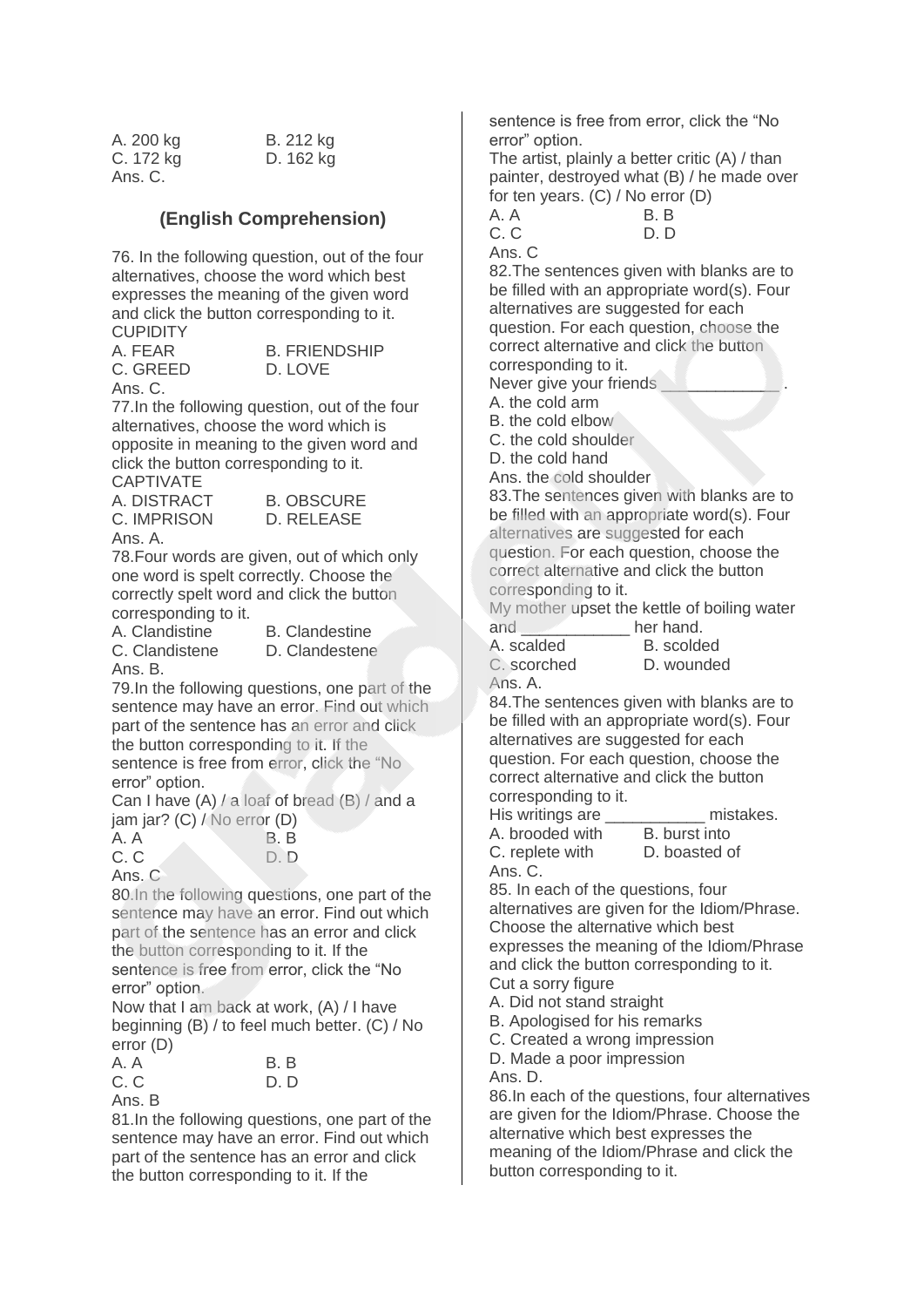A. 200 kg B. 212 kg
C. 172 kg D. 162 kg
Ans. C.

## (English Comprehension)

76. In the following question, out of the four alternatives, choose the word which best expresses the meaning of the given word and click the button corresponding to it.
CUPIDITY
A. FEAR B. FRIENDSHIP
C. GREED D. LOVE
Ans. C.

77.In the following question, out of the four alternatives, choose the word which is opposite in meaning to the given word and click the button corresponding to it.
CAPTIVATE
A. DISTRACT B. OBSCURE
C. IMPRISON D. RELEASE
Ans. A.

78.Four words are given, out of which only one word is spelt correctly. Choose the correctly spelt word and click the button corresponding to it.
A. Clandistine B. Clandestine
C. Clandistene D. Clandestene
Ans. B.

79.In the following questions, one part of the sentence may have an error. Find out which part of the sentence has an error and click the button corresponding to it. If the sentence is free from error, click the "No error" option.
Can I have (A) / a loaf of bread (B) / and a jam jar? (C) / No error (D)
A. A B. B
C. C D. D
Ans. C

80.In the following questions, one part of the sentence may have an error. Find out which part of the sentence has an error and click the button corresponding to it. If the sentence is free from error, click the "No error" option.
Now that I am back at work, (A) / I have beginning (B) / to feel much better. (C) / No error (D)
A. A B. B
C. C D. D
Ans. B

81.In the following questions, one part of the sentence may have an error. Find out which part of the sentence has an error and click the button corresponding to it. If the sentence is free from error, click the "No error" option.
The artist, plainly a better critic (A) / than painter, destroyed what (B) / he made over for ten years. (C) / No error (D)
A. A B. B
C. C D. D
Ans. C

82.The sentences given with blanks are to be filled with an appropriate word(s). Four alternatives are suggested for each question. For each question, choose the correct alternative and click the button corresponding to it.
Never give your friends _____________ .
A. the cold arm
B. the cold elbow
C. the cold shoulder
D. the cold hand
Ans. the cold shoulder

83.The sentences given with blanks are to be filled with an appropriate word(s). Four alternatives are suggested for each question. For each question, choose the correct alternative and click the button corresponding to it.
My mother upset the kettle of boiling water and ____________ her hand.
A. scalded B. scolded
C. scorched D. wounded
Ans. A.

84.The sentences given with blanks are to be filled with an appropriate word(s). Four alternatives are suggested for each question. For each question, choose the correct alternative and click the button corresponding to it.
His writings are ___________ mistakes.
A. brooded with B. burst into
C. replete with D. boasted of
Ans. C.

85. In each of the questions, four alternatives are given for the Idiom/Phrase. Choose the alternative which best expresses the meaning of the Idiom/Phrase and click the button corresponding to it.
Cut a sorry figure
A. Did not stand straight
B. Apologised for his remarks
C. Created a wrong impression
D. Made a poor impression
Ans. D.

86.In each of the questions, four alternatives are given for the Idiom/Phrase. Choose the alternative which best expresses the meaning of the Idiom/Phrase and click the button corresponding to it.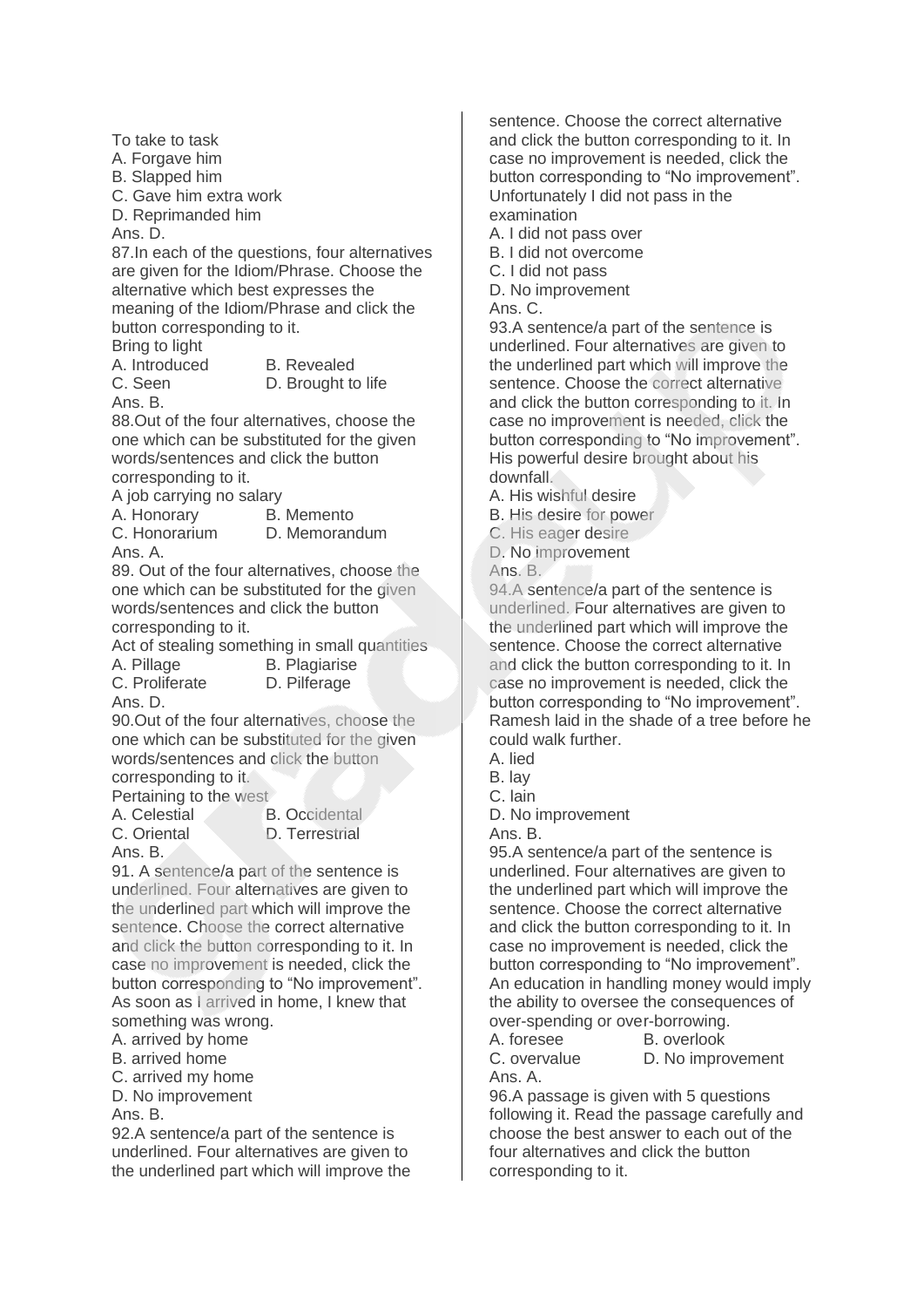To take to task

A. Forgave him

B. Slapped him

C. Gave him extra work

D. Reprimanded him

Ans. D.

87.In each of the questions, four alternatives are given for the Idiom/Phrase. Choose the alternative which best expresses the meaning of the Idiom/Phrase and click the button corresponding to it.

Bring to light

A. Introduced B. Revealed

C. Seen D. Brought to life

Ans. B.

88.Out of the four alternatives, choose the one which can be substituted for the given words/sentences and click the button corresponding to it.

A job carrying no salary

A. Honorary B. Memento

C. Honorarium D. Memorandum

Ans. A.

89. Out of the four alternatives, choose the one which can be substituted for the given words/sentences and click the button corresponding to it.

Act of stealing something in small quantities

A. Pillage B. Plagiarise

C. Proliferate D. Pilferage

Ans. D.

90.Out of the four alternatives, choose the one which can be substituted for the given words/sentences and click the button corresponding to it.

Pertaining to the west

A. Celestial B. Occidental

C. Oriental D. Terrestrial

Ans. B.

91. A sentence/a part of the sentence is underlined. Four alternatives are given to the underlined part which will improve the sentence. Choose the correct alternative and click the button corresponding to it. In case no improvement is needed, click the button corresponding to "No improvement".

As soon as I arrived in home, I knew that something was wrong.

A. arrived by home

B. arrived home

C. arrived my home

D. No improvement

Ans. B.

92.A sentence/a part of the sentence is underlined. Four alternatives are given to the underlined part which will improve the sentence. Choose the correct alternative and click the button corresponding to it. In case no improvement is needed, click the button corresponding to "No improvement".

Unfortunately I did not pass in the examination

A. I did not pass over

B. I did not overcome

C. I did not pass

D. No improvement

Ans. C.

93.A sentence/a part of the sentence is underlined. Four alternatives are given to the underlined part which will improve the sentence. Choose the correct alternative and click the button corresponding to it. In case no improvement is needed, click the button corresponding to "No improvement".

His powerful desire brought about his downfall.

A. His wishful desire

B. His desire for power

C. His eager desire

D. No improvement

Ans. B.

94.A sentence/a part of the sentence is underlined. Four alternatives are given to the underlined part which will improve the sentence. Choose the correct alternative and click the button corresponding to it. In case no improvement is needed, click the button corresponding to "No improvement".

Ramesh laid in the shade of a tree before he could walk further.

A. lied

B. lay

C. lain

D. No improvement

Ans. B.

95.A sentence/a part of the sentence is underlined. Four alternatives are given to the underlined part which will improve the sentence. Choose the correct alternative and click the button corresponding to it. In case no improvement is needed, click the button corresponding to "No improvement".

An education in handling money would imply the ability to oversee the consequences of over-spending or over-borrowing.

A. foresee B. overlook

C. overvalue D. No improvement

Ans. A.

96.A passage is given with 5 questions following it. Read the passage carefully and choose the best answer to each out of the four alternatives and click the button corresponding to it.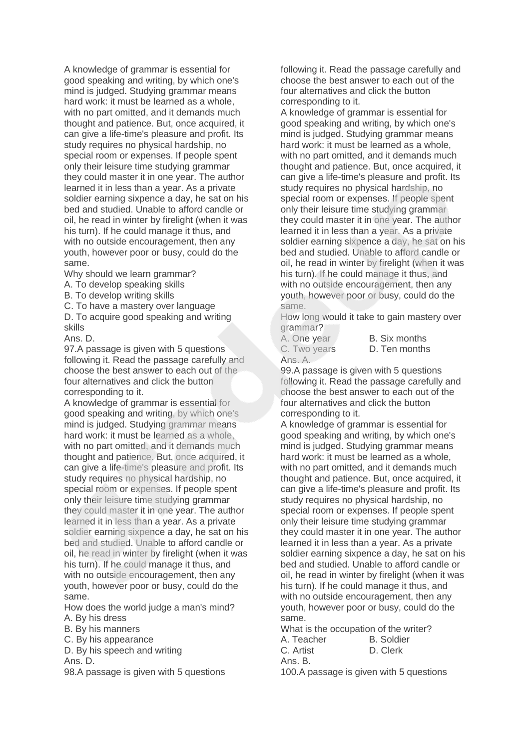A knowledge of grammar is essential for good speaking and writing, by which one's mind is judged. Studying grammar means hard work: it must be learned as a whole, with no part omitted, and it demands much thought and patience. But, once acquired, it can give a life-time's pleasure and profit. Its study requires no physical hardship, no special room or expenses. If people spent only their leisure time studying grammar they could master it in one year. The author learned it in less than a year. As a private soldier earning sixpence a day, he sat on his bed and studied. Unable to afford candle or oil, he read in winter by firelight (when it was his turn). If he could manage it thus, and with no outside encouragement, then any youth, however poor or busy, could do the same.

Why should we learn grammar?

A. To develop speaking skills

B. To develop writing skills

C. To have a mastery over language

D. To acquire good speaking and writing skills

Ans. D.

97.A passage is given with 5 questions following it. Read the passage carefully and choose the best answer to each out of the four alternatives and click the button corresponding to it.

A knowledge of grammar is essential for good speaking and writing, by which one's mind is judged. Studying grammar means hard work: it must be learned as a whole, with no part omitted, and it demands much thought and patience. But, once acquired, it can give a life-time's pleasure and profit. Its study requires no physical hardship, no special room or expenses. If people spent only their leisure time studying grammar they could master it in one year. The author learned it in less than a year. As a private soldier earning sixpence a day, he sat on his bed and studied. Unable to afford candle or oil, he read in winter by firelight (when it was his turn). If he could manage it thus, and with no outside encouragement, then any youth, however poor or busy, could do the same.

How does the world judge a man's mind?

A. By his dress

B. By his manners

C. By his appearance

D. By his speech and writing

Ans. D.

98.A passage is given with 5 questions following it. Read the passage carefully and choose the best answer to each out of the four alternatives and click the button corresponding to it.

A knowledge of grammar is essential for good speaking and writing, by which one's mind is judged. Studying grammar means hard work: it must be learned as a whole, with no part omitted, and it demands much thought and patience. But, once acquired, it can give a life-time's pleasure and profit. Its study requires no physical hardship, no special room or expenses. If people spent only their leisure time studying grammar they could master it in one year. The author learned it in less than a year. As a private soldier earning sixpence a day, he sat on his bed and studied. Unable to afford candle or oil, he read in winter by firelight (when it was his turn). If he could manage it thus, and with no outside encouragement, then any youth, however poor or busy, could do the same.

How long would it take to gain mastery over grammar?

A. One year　　B. Six months

C. Two years　　D. Ten months

Ans. A.

99.A passage is given with 5 questions following it. Read the passage carefully and choose the best answer to each out of the four alternatives and click the button corresponding to it.

A knowledge of grammar is essential for good speaking and writing, by which one's mind is judged. Studying grammar means hard work: it must be learned as a whole, with no part omitted, and it demands much thought and patience. But, once acquired, it can give a life-time's pleasure and profit. Its study requires no physical hardship, no special room or expenses. If people spent only their leisure time studying grammar they could master it in one year. The author learned it in less than a year. As a private soldier earning sixpence a day, he sat on his bed and studied. Unable to afford candle or oil, he read in winter by firelight (when it was his turn). If he could manage it thus, and with no outside encouragement, then any youth, however poor or busy, could do the same.

What is the occupation of the writer?

A. Teacher　　B. Soldier

C. Artist　　D. Clerk

Ans. B.

100.A passage is given with 5 questions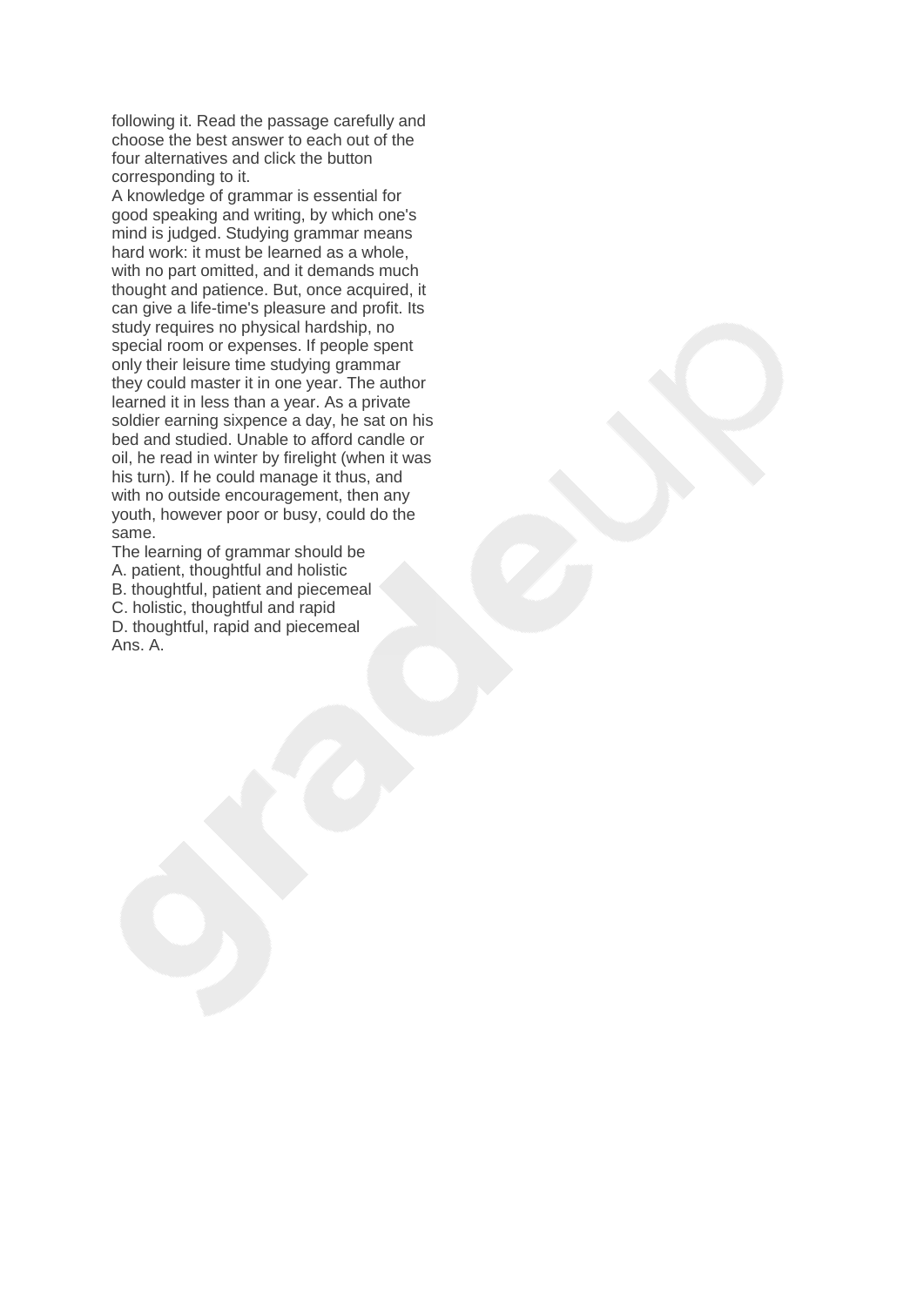following it. Read the passage carefully and choose the best answer to each out of the four alternatives and click the button corresponding to it.

A knowledge of grammar is essential for good speaking and writing, by which one's mind is judged. Studying grammar means hard work: it must be learned as a whole, with no part omitted, and it demands much thought and patience. But, once acquired, it can give a life-time's pleasure and profit. Its study requires no physical hardship, no special room or expenses. If people spent only their leisure time studying grammar they could master it in one year. The author learned it in less than a year. As a private soldier earning sixpence a day, he sat on his bed and studied. Unable to afford candle or oil, he read in winter by firelight (when it was his turn). If he could manage it thus, and with no outside encouragement, then any youth, however poor or busy, could do the same.

The learning of grammar should be

A. patient, thoughtful and holistic

B. thoughtful, patient and piecemeal

C. holistic, thoughtful and rapid

D. thoughtful, rapid and piecemeal

Ans. A.